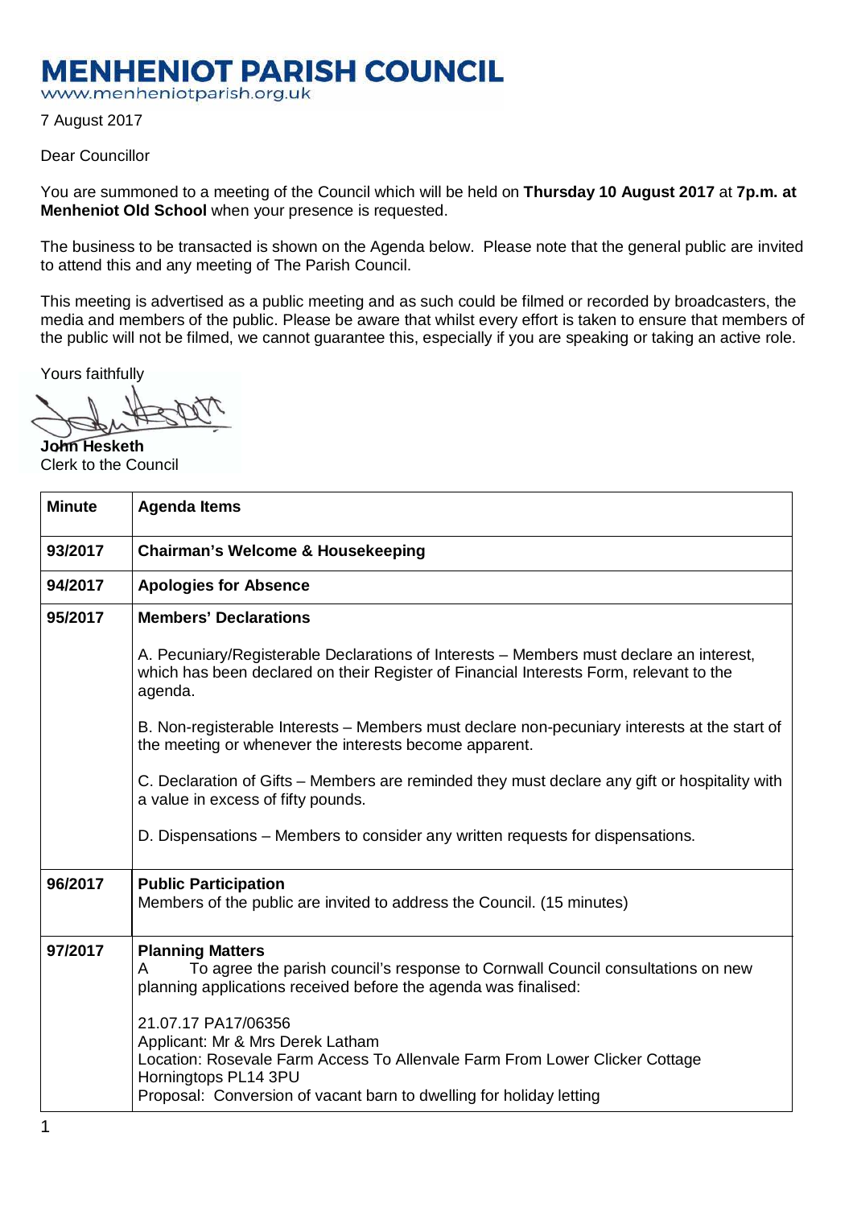# MENHENIOT PARISH COUNCIL

www.menheniotparish.org.uk

7 August 2017

Dear Councillor

You are summoned to a meeting of the Council which will be held on **Thursday 10 August 2017** at **7p.m. at Menheniot Old School** when your presence is requested.

The business to be transacted is shown on the Agenda below. Please note that the general public are invited to attend this and any meeting of The Parish Council.

This meeting is advertised as a public meeting and as such could be filmed or recorded by broadcasters, the media and members of the public. Please be aware that whilst every effort is taken to ensure that members of the public will not be filmed, we cannot guarantee this, especially if you are speaking or taking an active role.

Yours faithfully

**John Hesketh**
Clerk to the Council

| Minute | Agenda Items |
|---|---|
| 93/2017 | **Chairman's Welcome & Housekeeping** |
| 94/2017 | **Apologies for Absence** |
| 95/2017 | **Members' Declarations**<br><br>A. Pecuniary/Registerable Declarations of Interests – Members must declare an interest, which has been declared on their Register of Financial Interests Form, relevant to the agenda.<br><br>B. Non-registerable Interests – Members must declare non-pecuniary interests at the start of the meeting or whenever the interests become apparent.<br><br>C. Declaration of Gifts – Members are reminded they must declare any gift or hospitality with a value in excess of fifty pounds.<br><br>D. Dispensations – Members to consider any written requests for dispensations. |
| 96/2017 | **Public Participation**<br>Members of the public are invited to address the Council. (15 minutes) |
| 97/2017 | **Planning Matters**<br>A To agree the parish council's response to Cornwall Council consultations on new planning applications received before the agenda was finalised:<br><br>21.07.17 PA17/06356<br>Applicant: Mr & Mrs Derek Latham<br>Location: Rosevale Farm Access To Allenvale Farm From Lower Clicker Cottage Horningtops PL14 3PU<br>Proposal: Conversion of vacant barn to dwelling for holiday letting |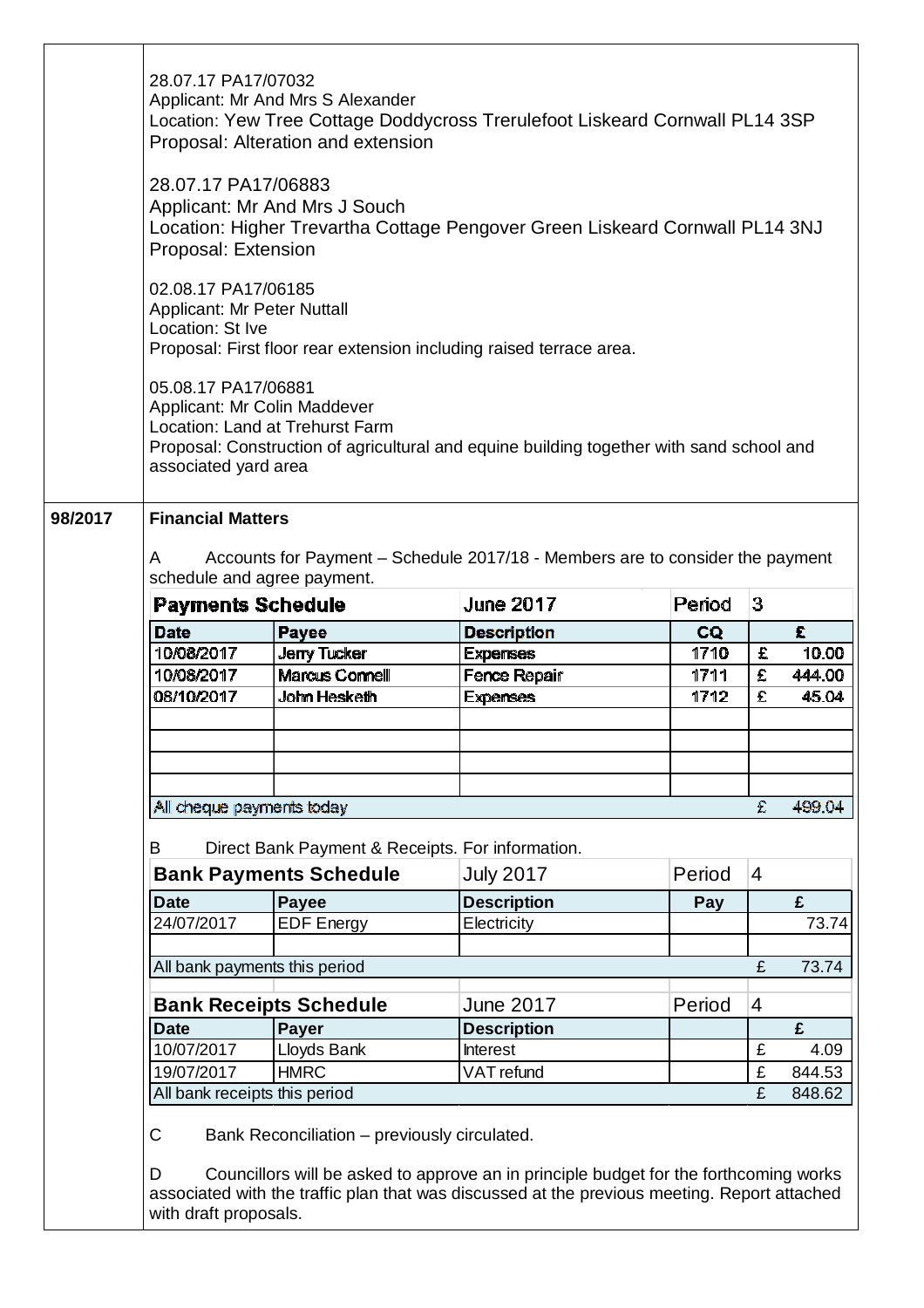28.07.17 PA17/07032
Applicant: Mr And Mrs S Alexander
Location: Yew Tree Cottage Doddycross Trerulefoot Liskeard Cornwall PL14 3SP
Proposal: Alteration and extension

28.07.17 PA17/06883
Applicant: Mr And Mrs J Souch
Location: Higher Trevartha Cottage Pengover Green Liskeard Cornwall PL14 3NJ
Proposal: Extension

02.08.17 PA17/06185
Applicant: Mr Peter Nuttall
Location: St Ive
Proposal: First floor rear extension including raised terrace area.

05.08.17 PA17/06881
Applicant: Mr Colin Maddever
Location: Land at Trehurst Farm
Proposal: Construction of agricultural and equine building together with sand school and associated yard area

**98/2017** **Financial Matters**

A Accounts for Payment – Schedule 2017/18 - Members are to consider the payment schedule and agree payment.

| **Payments Schedule** | | **June 2017** | Period | 3 |
|---|---|---|---|---|
| **Date** | **Payee** | **Description** | **CQ** | **£** |
| 10/08/2017 | Jerry Tucker | Expenses | 1710 | £ 10.00 |
| 10/08/2017 | Marcus Connell | Fence Repair | 1711 | £ 444.00 |
| 08/10/2017 | John Hesketh | Expenses | 1712 | £ 45.04 |
| | | | | |
| | | | | |
| | | | | |
| | | | | |
| All cheque payments today | | | | £ 499.04 |

B Direct Bank Payment & Receipts. For information.

| **Bank Payments Schedule** | | July 2017 | Period | 4 |
|---|---|---|---|---|
| **Date** | **Payee** | **Description** | **Pay** | **£** |
| 24/07/2017 | EDF Energy | Electricity | | 73.74 |
| | | | | |
| All bank payments this period | | | | £ 73.74 |

| **Bank Receipts Schedule** | | June 2017 | Period | 4 |
|---|---|---|---|---|
| **Date** | **Payer** | **Description** | | **£** |
| 10/07/2017 | Lloyds Bank | Interest | | £ 4.09 |
| 19/07/2017 | HMRC | VAT refund | | £ 844.53 |
| All bank receipts this period | | | | £ 848.62 |

C Bank Reconciliation – previously circulated.

D Councillors will be asked to approve an in principle budget for the forthcoming works associated with the traffic plan that was discussed at the previous meeting. Report attached with draft proposals.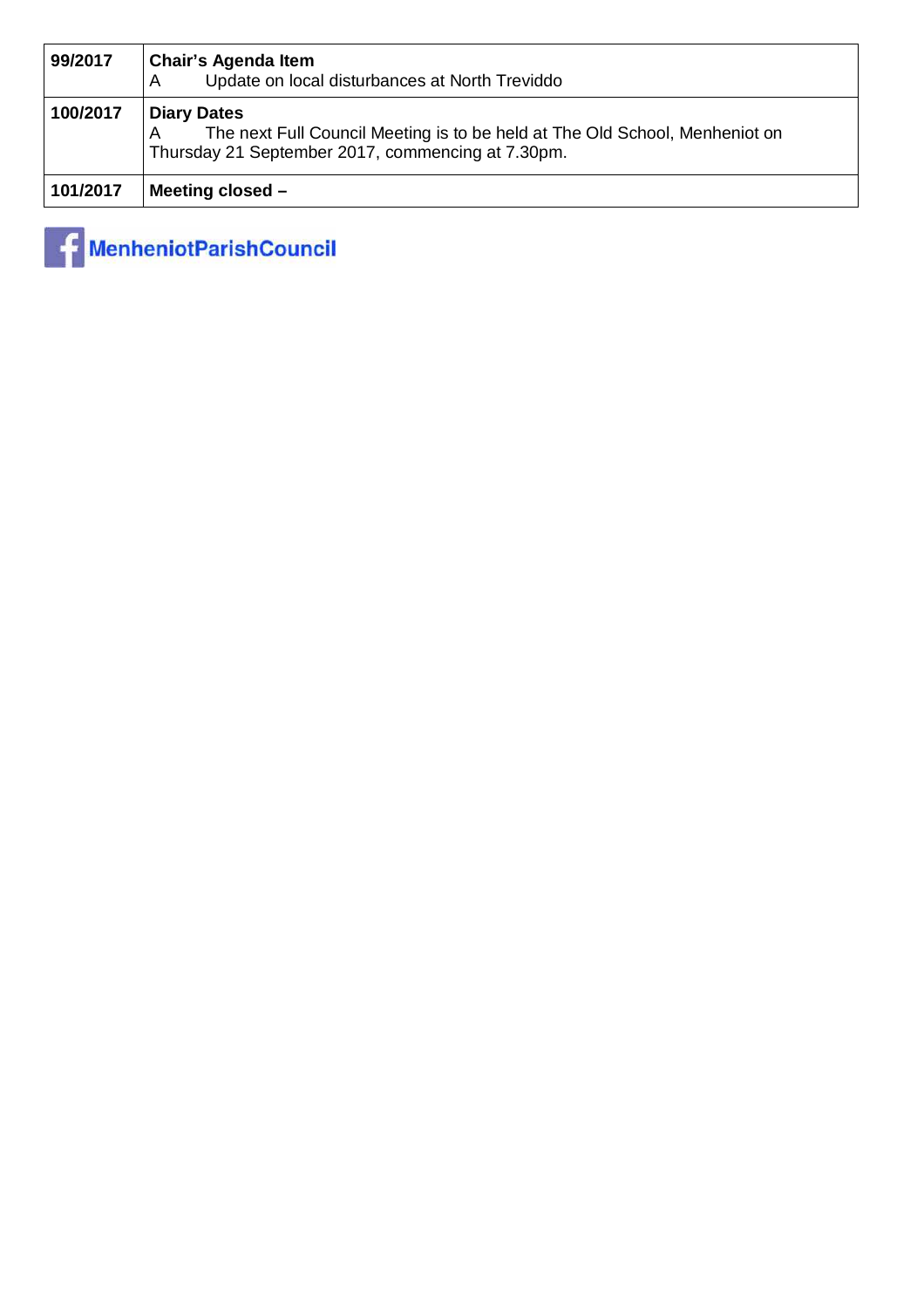| | |
|---|---|
| **99/2017** | **Chair's Agenda Item**<br>A Update on local disturbances at North Treviddo |
| **100/2017** | **Diary Dates**<br>A The next Full Council Meeting is to be held at The Old School, Menheniot on Thursday 21 September 2017, commencing at 7.30pm. |
| **101/2017** | **Meeting closed –** |

**MenheniotParishCouncil**